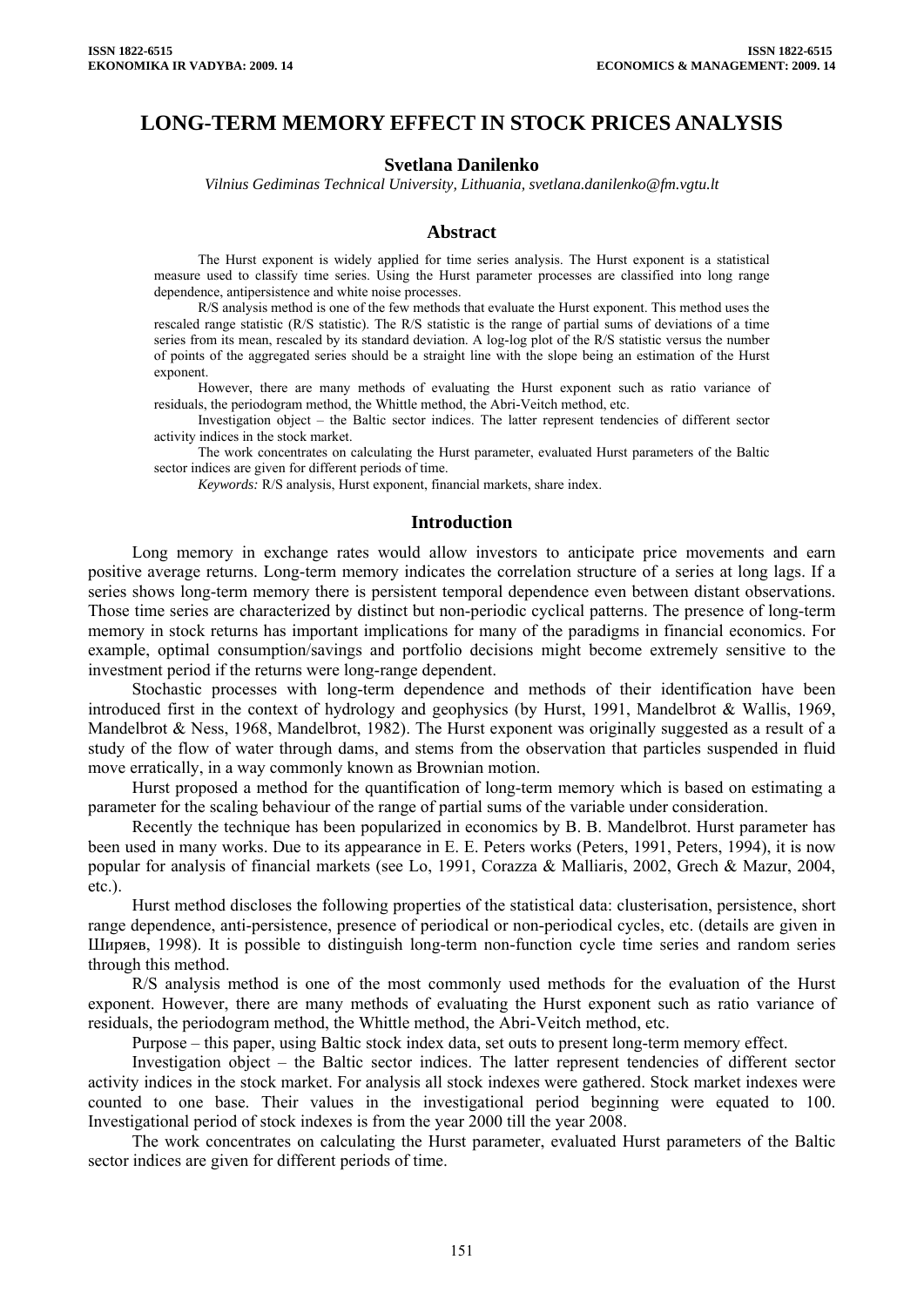# LONG-TERM MEMORY EFFECT IN STOCK PRICES ANALYSIS

**Svetlana Danilenko**

*Vilnius Gediminas Technical University, Lithuania, svetlana.danilenko@fm.vgtu.lt*

## Abstract

The Hurst exponent is widely applied for time series analysis. The Hurst exponent is a statistical measure used to classify time series. Using the Hurst parameter processes are classified into long range dependence, antipersistence and white noise processes.

R/S analysis method is one of the few methods that evaluate the Hurst exponent. This method uses the rescaled range statistic (R/S statistic). The R/S statistic is the range of partial sums of deviations of a time series from its mean, rescaled by its standard deviation. A log-log plot of the R/S statistic versus the number of points of the aggregated series should be a straight line with the slope being an estimation of the Hurst exponent.

However, there are many methods of evaluating the Hurst exponent such as ratio variance of residuals, the periodogram method, the Whittle method, the Abri-Veitch method, etc.

Investigation object – the Baltic sector indices. The latter represent tendencies of different sector activity indices in the stock market.

The work concentrates on calculating the Hurst parameter, evaluated Hurst parameters of the Baltic sector indices are given for different periods of time.

*Keywords:* R/S analysis, Hurst exponent, financial markets, share index.

## Introduction

Long memory in exchange rates would allow investors to anticipate price movements and earn positive average returns. Long-term memory indicates the correlation structure of a series at long lags. If a series shows long-term memory there is persistent temporal dependence even between distant observations. Those time series are characterized by distinct but non-periodic cyclical patterns. The presence of long-term memory in stock returns has important implications for many of the paradigms in financial economics. For example, optimal consumption/savings and portfolio decisions might become extremely sensitive to the investment period if the returns were long-range dependent.

Stochastic processes with long-term dependence and methods of their identification have been introduced first in the context of hydrology and geophysics (by Hurst, 1991, Mandelbrot & Wallis, 1969, Mandelbrot & Ness, 1968, Mandelbrot, 1982). The Hurst exponent was originally suggested as a result of a study of the flow of water through dams, and stems from the observation that particles suspended in fluid move erratically, in a way commonly known as Brownian motion.

Hurst proposed a method for the quantification of long-term memory which is based on estimating a parameter for the scaling behaviour of the range of partial sums of the variable under consideration.

Recently the technique has been popularized in economics by B. B. Mandelbrot. Hurst parameter has been used in many works. Due to its appearance in E. E. Peters works (Peters, 1991, Peters, 1994), it is now popular for analysis of financial markets (see Lo, 1991, Corazza & Malliaris, 2002, Grech & Mazur, 2004, etc.).

Hurst method discloses the following properties of the statistical data: clusterisation, persistence, short range dependence, anti-persistence, presence of periodical or non-periodical cycles, etc. (details are given in Ширяев, 1998). It is possible to distinguish long-term non-function cycle time series and random series through this method.

R/S analysis method is one of the most commonly used methods for the evaluation of the Hurst exponent. However, there are many methods of evaluating the Hurst exponent such as ratio variance of residuals, the periodogram method, the Whittle method, the Abri-Veitch method, etc.

Purpose – this paper, using Baltic stock index data, set outs to present long-term memory effect.

Investigation object – the Baltic sector indices. The latter represent tendencies of different sector activity indices in the stock market. For analysis all stock indexes were gathered. Stock market indexes were counted to one base. Their values in the investigational period beginning were equated to 100. Investigational period of stock indexes is from the year 2000 till the year 2008.

The work concentrates on calculating the Hurst parameter, evaluated Hurst parameters of the Baltic sector indices are given for different periods of time.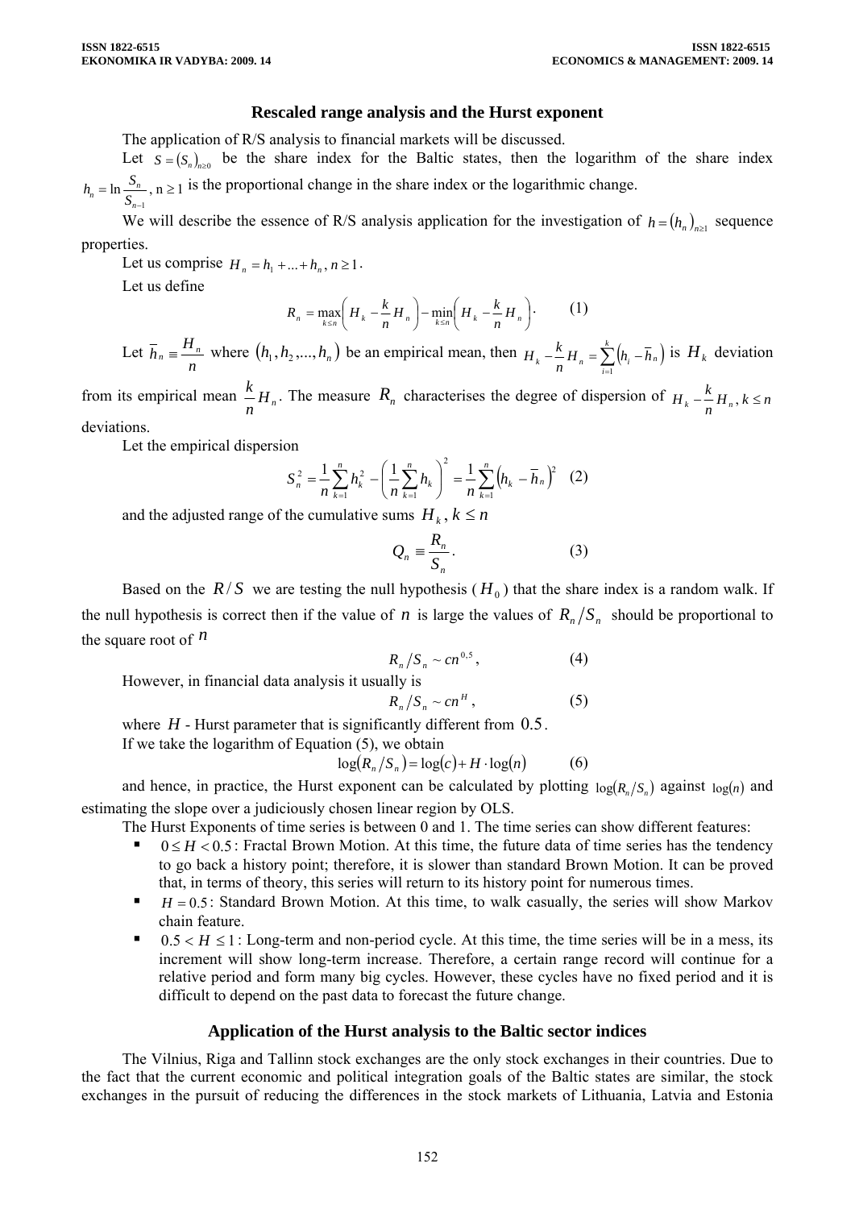## Rescaled range analysis and the Hurst exponent

The application of R/S analysis to financial markets will be discussed.

Let $S = (S_n)_{n \geq 0}$ be the share index for the Baltic states, then the logarithm of the share index $h_n = \ln \frac{S_n}{S_{n-1}}$, $n \geq 1$ is the proportional change in the share index or the logarithmic change.

We will describe the essence of R/S analysis application for the investigation of $h = (h_n)_{n \geq 1}$ sequence properties.

Let us comprise $H_n = h_1 + ... + h_n, n \geq 1$.

Let us define

$$R_n = \max_{k \leq n} \left( H_k - \frac{k}{n} H_n \right) - \min_{k \leq n} \left( H_k - \frac{k}{n} H_n \right). \qquad (1)$$

Let $\bar{h}_n \equiv \frac{H_n}{n}$ where $(h_1, h_2, ..., h_n)$ be an empirical mean, then $H_k - \frac{k}{n} H_n = \sum_{i=1}^{k} (h_i - \bar{h}_n)$ is $H_k$ deviation from its empirical mean $\frac{k}{n} H_n$. The measure $R_n$ characterises the degree of dispersion of $H_k - \frac{k}{n} H_n, k \leq n$ deviations.

Let the empirical dispersion

$$S_n^2 = \frac{1}{n} \sum_{k=1}^{n} h_k^2 - \left( \frac{1}{n} \sum_{k=1}^{n} h_k \right)^2 = \frac{1}{n} \sum_{k=1}^{n} (h_k - \bar{h}_n)^2 \qquad (2)$$

and the adjusted range of the cumulative sums $H_k, k \leq n$

$$Q_n \equiv \frac{R_n}{S_n}. \qquad (3)$$

Based on the $R/S$ we are testing the null hypothesis ($H_0$) that the share index is a random walk. If the null hypothesis is correct then if the value of $n$ is large the values of $R_n / S_n$ should be proportional to the square root of $n$

$$R_n / S_n \sim c n^{0,5}, \qquad (4)$$

However, in financial data analysis it usually is

$$R_n / S_n \sim c n^{H}, \qquad (5)$$

where $H$ - Hurst parameter that is significantly different from $0.5$.

If we take the logarithm of Equation (5), we obtain

$$\log(R_n / S_n) = \log(c) + H \cdot \log(n) \qquad (6)$$

and hence, in practice, the Hurst exponent can be calculated by plotting $\log(R_n / S_n)$ against $\log(n)$ and estimating the slope over a judiciously chosen linear region by OLS.

The Hurst Exponents of time series is between 0 and 1. The time series can show different features:

- $0 \leq H < 0.5$: Fractal Brown Motion. At this time, the future data of time series has the tendency to go back a history point; therefore, it is slower than standard Brown Motion. It can be proved that, in terms of theory, this series will return to its history point for numerous times.
- $H = 0.5$: Standard Brown Motion. At this time, to walk casually, the series will show Markov chain feature.
- $0.5 < H \leq 1$: Long-term and non-period cycle. At this time, the time series will be in a mess, its increment will show long-term increase. Therefore, a certain range record will continue for a relative period and form many big cycles. However, these cycles have no fixed period and it is difficult to depend on the past data to forecast the future change.

## Application of the Hurst analysis to the Baltic sector indices

The Vilnius, Riga and Tallinn stock exchanges are the only stock exchanges in their countries. Due to the fact that the current economic and political integration goals of the Baltic states are similar, the stock exchanges in the pursuit of reducing the differences in the stock markets of Lithuania, Latvia and Estonia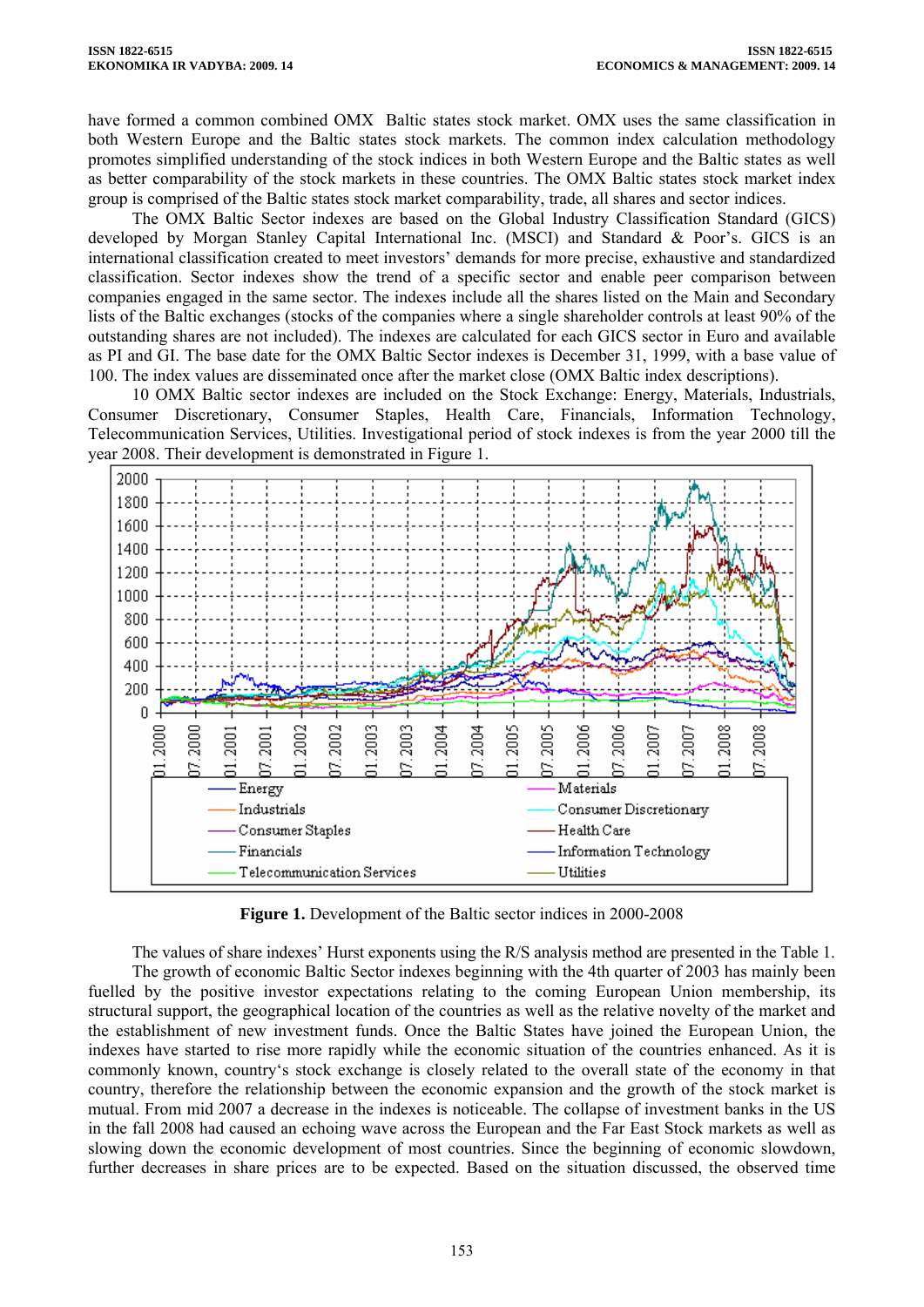have formed a common combined OMX Baltic states stock market. OMX uses the same classification in both Western Europe and the Baltic states stock markets. The common index calculation methodology promotes simplified understanding of the stock indices in both Western Europe and the Baltic states as well as better comparability of the stock markets in these countries. The OMX Baltic states stock market index group is comprised of the Baltic states stock market comparability, trade, all shares and sector indices.

The OMX Baltic Sector indexes are based on the Global Industry Classification Standard (GICS) developed by Morgan Stanley Capital International Inc. (MSCI) and Standard & Poor's. GICS is an international classification created to meet investors' demands for more precise, exhaustive and standardized classification. Sector indexes show the trend of a specific sector and enable peer comparison between companies engaged in the same sector. The indexes include all the shares listed on the Main and Secondary lists of the Baltic exchanges (stocks of the companies where a single shareholder controls at least 90% of the outstanding shares are not included). The indexes are calculated for each GICS sector in Euro and available as PI and GI. The base date for the OMX Baltic Sector indexes is December 31, 1999, with a base value of 100. The index values are disseminated once after the market close (OMX Baltic index descriptions).

10 OMX Baltic sector indexes are included on the Stock Exchange: Energy, Materials, Industrials, Consumer Discretionary, Consumer Staples, Health Care, Financials, Information Technology, Telecommunication Services, Utilities. Investigational period of stock indexes is from the year 2000 till the year 2008. Their development is demonstrated in Figure 1.

**Figure 1.** Development of the Baltic sector indices in 2000-2008

The values of share indexes' Hurst exponents using the R/S analysis method are presented in the Table 1.

The growth of economic Baltic Sector indexes beginning with the 4th quarter of 2003 has mainly been fuelled by the positive investor expectations relating to the coming European Union membership, its structural support, the geographical location of the countries as well as the relative novelty of the market and the establishment of new investment funds. Once the Baltic States have joined the European Union, the indexes have started to rise more rapidly while the economic situation of the countries enhanced. As it is commonly known, country's stock exchange is closely related to the overall state of the economy in that country, therefore the relationship between the economic expansion and the growth of the stock market is mutual. From mid 2007 a decrease in the indexes is noticeable. The collapse of investment banks in the US in the fall 2008 had caused an echoing wave across the European and the Far East Stock markets as well as slowing down the economic development of most countries. Since the beginning of economic slowdown, further decreases in share prices are to be expected. Based on the situation discussed, the observed time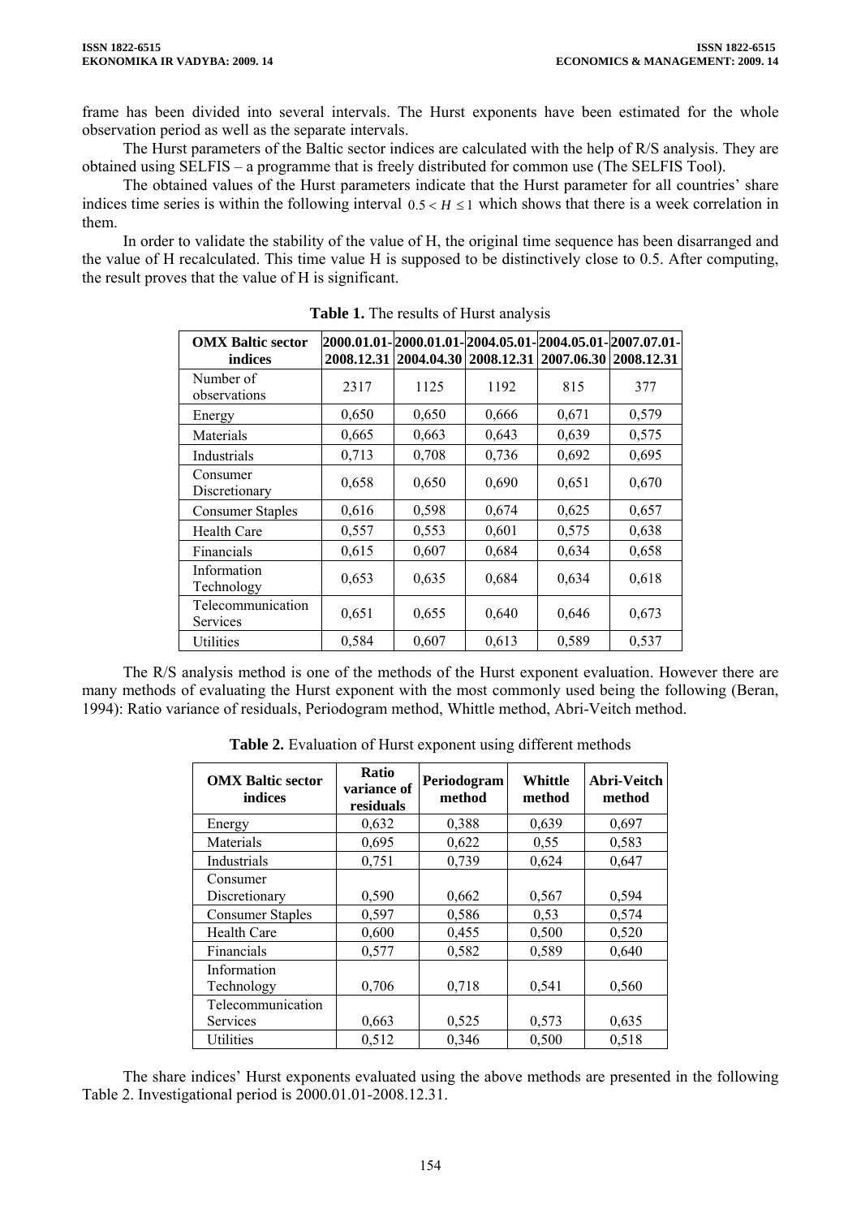frame has been divided into several intervals. The Hurst exponents have been estimated for the whole observation period as well as the separate intervals.

The Hurst parameters of the Baltic sector indices are calculated with the help of R/S analysis. They are obtained using SELFIS – a programme that is freely distributed for common use (The SELFIS Tool).

The obtained values of the Hurst parameters indicate that the Hurst parameter for all countries' share indices time series is within the following interval $0.5 < H \leq 1$ which shows that there is a week correlation in them.

In order to validate the stability of the value of H, the original time sequence has been disarranged and the value of H recalculated. This time value H is supposed to be distinctively close to 0.5. After computing, the result proves that the value of H is significant.

**Table 1.** The results of Hurst analysis

| OMX Baltic sector indices | 2000.01.01-2008.12.31 | 2000.01.01-2004.04.30 | 2004.05.01-2008.12.31 | 2004.05.01-2007.06.30 | 2007.07.01-2008.12.31 |
|---|---|---|---|---|---|
| Number of observations | 2317 | 1125 | 1192 | 815 | 377 |
| Energy | 0,650 | 0,650 | 0,666 | 0,671 | 0,579 |
| Materials | 0,665 | 0,663 | 0,643 | 0,639 | 0,575 |
| Industrials | 0,713 | 0,708 | 0,736 | 0,692 | 0,695 |
| Consumer Discretionary | 0,658 | 0,650 | 0,690 | 0,651 | 0,670 |
| Consumer Staples | 0,616 | 0,598 | 0,674 | 0,625 | 0,657 |
| Health Care | 0,557 | 0,553 | 0,601 | 0,575 | 0,638 |
| Financials | 0,615 | 0,607 | 0,684 | 0,634 | 0,658 |
| Information Technology | 0,653 | 0,635 | 0,684 | 0,634 | 0,618 |
| Telecommunication Services | 0,651 | 0,655 | 0,640 | 0,646 | 0,673 |
| Utilities | 0,584 | 0,607 | 0,613 | 0,589 | 0,537 |

The R/S analysis method is one of the methods of the Hurst exponent evaluation. However there are many methods of evaluating the Hurst exponent with the most commonly used being the following (Beran, 1994): Ratio variance of residuals, Periodogram method, Whittle method, Abri-Veitch method.

**Table 2.** Evaluation of Hurst exponent using different methods

| OMX Baltic sector indices | Ratio variance of residuals | Periodogram method | Whittle method | Abri-Veitch method |
|---|---|---|---|---|
| Energy | 0,632 | 0,388 | 0,639 | 0,697 |
| Materials | 0,695 | 0,622 | 0,55 | 0,583 |
| Industrials | 0,751 | 0,739 | 0,624 | 0,647 |
| Consumer Discretionary | 0,590 | 0,662 | 0,567 | 0,594 |
| Consumer Staples | 0,597 | 0,586 | 0,53 | 0,574 |
| Health Care | 0,600 | 0,455 | 0,500 | 0,520 |
| Financials | 0,577 | 0,582 | 0,589 | 0,640 |
| Information Technology | 0,706 | 0,718 | 0,541 | 0,560 |
| Telecommunication Services | 0,663 | 0,525 | 0,573 | 0,635 |
| Utilities | 0,512 | 0,346 | 0,500 | 0,518 |

The share indices' Hurst exponents evaluated using the above methods are presented in the following Table 2. Investigational period is 2000.01.01-2008.12.31.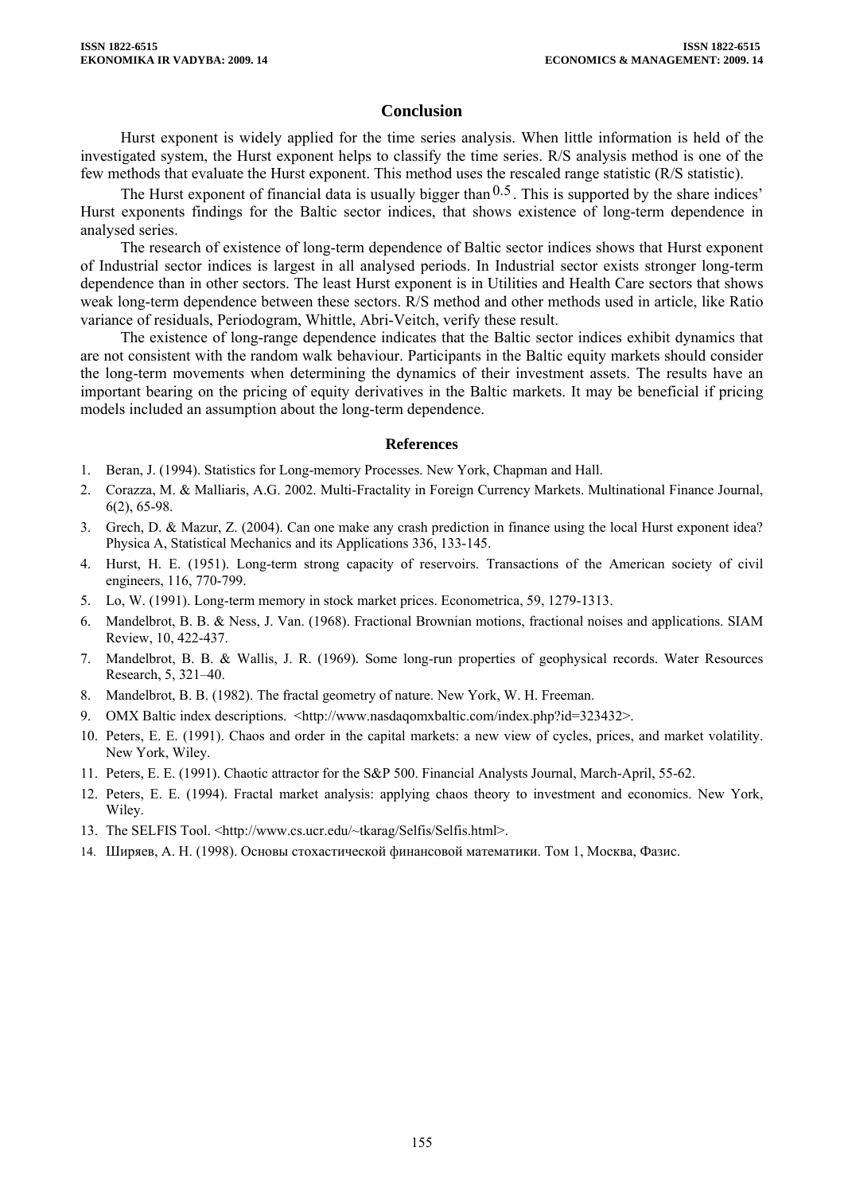## Conclusion

Hurst exponent is widely applied for the time series analysis. When little information is held of the investigated system, the Hurst exponent helps to classify the time series. R/S analysis method is one of the few methods that evaluate the Hurst exponent. This method uses the rescaled range statistic (R/S statistic).

The Hurst exponent of financial data is usually bigger than $0.5$. This is supported by the share indices' Hurst exponents findings for the Baltic sector indices, that shows existence of long-term dependence in analysed series.

The research of existence of long-term dependence of Baltic sector indices shows that Hurst exponent of Industrial sector indices is largest in all analysed periods. In Industrial sector exists stronger long-term dependence than in other sectors. The least Hurst exponent is in Utilities and Health Care sectors that shows weak long-term dependence between these sectors. R/S method and other methods used in article, like Ratio variance of residuals, Periodogram, Whittle, Abri-Veitch, verify these result.

The existence of long-range dependence indicates that the Baltic sector indices exhibit dynamics that are not consistent with the random walk behaviour. Participants in the Baltic equity markets should consider the long-term movements when determining the dynamics of their investment assets. The results have an important bearing on the pricing of equity derivatives in the Baltic markets. It may be beneficial if pricing models included an assumption about the long-term dependence.

## References

1. Beran, J. (1994). Statistics for Long-memory Processes. New York, Chapman and Hall.
2. Corazza, M. & Malliaris, A.G. 2002. Multi-Fractality in Foreign Currency Markets. Multinational Finance Journal, 6(2), 65-98.
3. Grech, D. & Mazur, Z. (2004). Can one make any crash prediction in finance using the local Hurst exponent idea? Physica A, Statistical Mechanics and its Applications 336, 133-145.
4. Hurst, H. E. (1951). Long-term strong capacity of reservoirs. Transactions of the American society of civil engineers, 116, 770-799.
5. Lo, W. (1991). Long-term memory in stock market prices. Econometrica, 59, 1279-1313.
6. Mandelbrot, B. B. & Ness, J. Van. (1968). Fractional Brownian motions, fractional noises and applications. SIAM Review, 10, 422-437.
7. Mandelbrot, B. B. & Wallis, J. R. (1969). Some long-run properties of geophysical records. Water Resources Research, 5, 321–40.
8. Mandelbrot, B. B. (1982). The fractal geometry of nature. New York, W. H. Freeman.
9. OMX Baltic index descriptions. <http://www.nasdaqomxbaltic.com/index.php?id=323432>.
10. Peters, E. E. (1991). Chaos and order in the capital markets: a new view of cycles, prices, and market volatility. New York, Wiley.
11. Peters, E. E. (1991). Chaotic attractor for the S&P 500. Financial Analysts Journal, March-April, 55-62.
12. Peters, E. E. (1994). Fractal market analysis: applying chaos theory to investment and economics. New York, Wiley.
13. The SELFIS Tool. <http://www.cs.ucr.edu/~tkarag/Selfis/Selfis.html>.
14. Ширяев, А. Н. (1998). Основы стохастической финансовой математики. Том 1, Москва, Фазис.